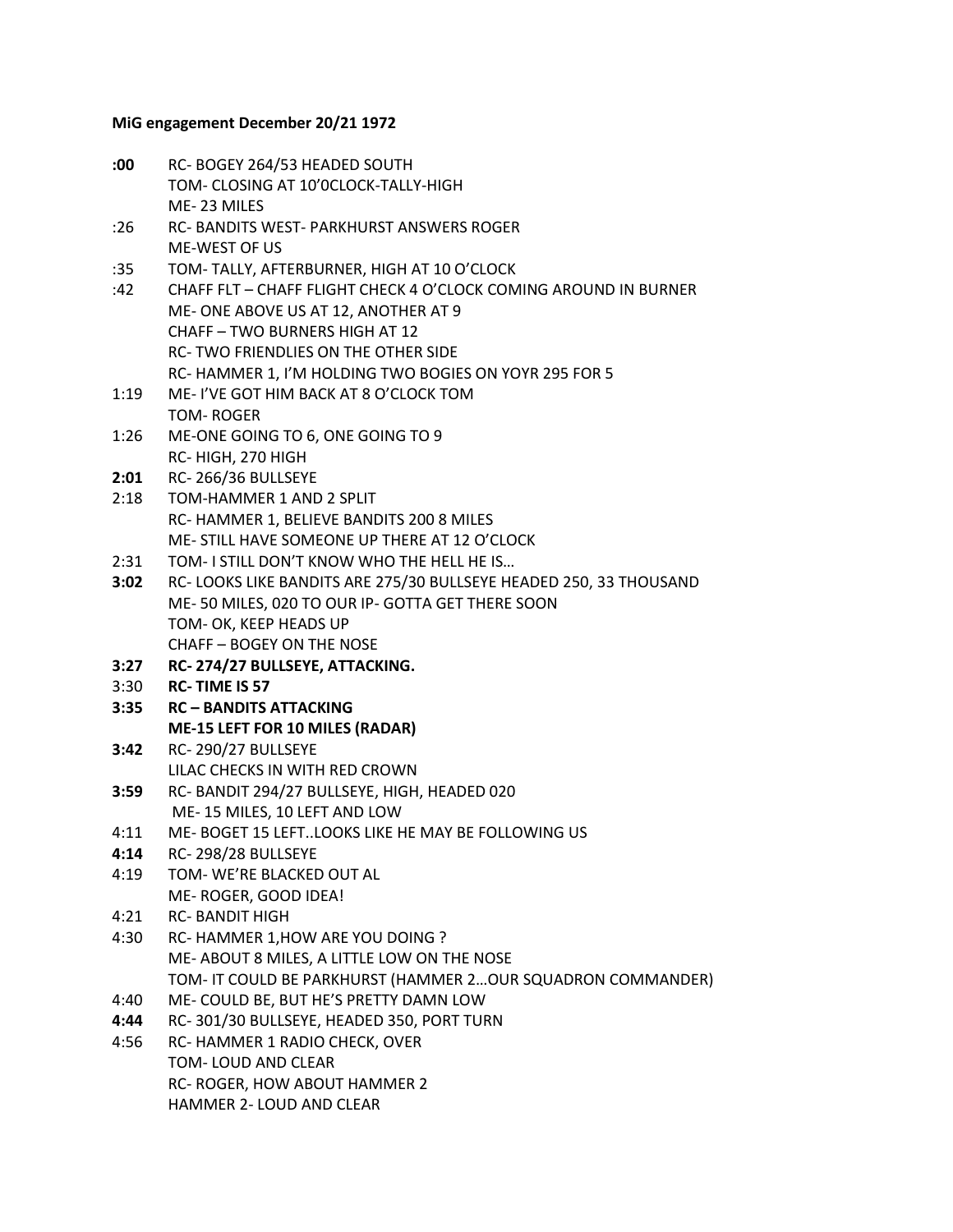**MiG engagement December 20/21 1972**

| | |
|---|---|
| **:00** | RC- BOGEY 264/53 HEADED SOUTH |
| | TOM- CLOSING AT 10'0CLOCK-TALLY-HIGH |
| | ME- 23 MILES |
| :26 | RC- BANDITS WEST- PARKHURST ANSWERS ROGER |
| | ME-WEST OF US |
| :35 | TOM- TALLY, AFTERBURNER, HIGH AT 10 O'CLOCK |
| :42 | CHAFF FLT – CHAFF FLIGHT CHECK 4 O'CLOCK COMING AROUND IN BURNER |
| | ME- ONE ABOVE US AT 12, ANOTHER AT 9 |
| | CHAFF – TWO BURNERS HIGH AT 12 |
| | RC- TWO FRIENDLIES ON THE OTHER SIDE |
| | RC- HAMMER 1, I'M HOLDING TWO BOGIES ON YOYR 295 FOR 5 |
| 1:19 | ME- I'VE GOT HIM BACK AT 8 O'CLOCK TOM |
| | TOM- ROGER |
| 1:26 | ME-ONE GOING TO 6, ONE GOING TO 9 |
| | RC- HIGH, 270 HIGH |
| **2:01** | RC- 266/36 BULLSEYE |
| 2:18 | TOM-HAMMER 1 AND 2 SPLIT |
| | RC- HAMMER 1, BELIEVE BANDITS 200 8 MILES |
| | ME- STILL HAVE SOMEONE UP THERE AT 12 O'CLOCK |
| 2:31 | TOM- I STILL DON'T KNOW WHO THE HELL HE IS… |
| **3:02** | RC- LOOKS LIKE BANDITS ARE 275/30 BULLSEYE HEADED 250, 33 THOUSAND |
| | ME- 50 MILES, 020 TO OUR IP- GOTTA GET THERE SOON |
| | TOM- OK, KEEP HEADS UP |
| | CHAFF – BOGEY ON THE NOSE |
| **3:27** | **RC- 274/27 BULLSEYE, ATTACKING.** |
| 3:30 | **RC- TIME IS 57** |
| **3:35** | **RC – BANDITS ATTACKING** |
| | **ME-15 LEFT FOR 10 MILES (RADAR)** |
| **3:42** | RC- 290/27 BULLSEYE |
| | LILAC CHECKS IN WITH RED CROWN |
| **3:59** | RC- BANDIT 294/27 BULLSEYE, HIGH, HEADED 020 |
| | ME- 15 MILES, 10 LEFT AND LOW |
| 4:11 | ME- BOGET 15 LEFT..LOOKS LIKE HE MAY BE FOLLOWING US |
| **4:14** | RC- 298/28 BULLSEYE |
| 4:19 | TOM- WE'RE BLACKED OUT AL |
| | ME- ROGER, GOOD IDEA! |
| 4:21 | RC- BANDIT HIGH |
| 4:30 | RC- HAMMER 1,HOW ARE YOU DOING ? |
| | ME- ABOUT 8 MILES, A LITTLE LOW ON THE NOSE |
| | TOM- IT COULD BE PARKHURST (HAMMER 2…OUR SQUADRON COMMANDER) |
| 4:40 | ME- COULD BE, BUT HE'S PRETTY DAMN LOW |
| **4:44** | RC- 301/30 BULLSEYE, HEADED 350, PORT TURN |
| 4:56 | RC- HAMMER 1 RADIO CHECK, OVER |
| | TOM- LOUD AND CLEAR |
| | RC- ROGER, HOW ABOUT HAMMER 2 |
| | HAMMER 2- LOUD AND CLEAR |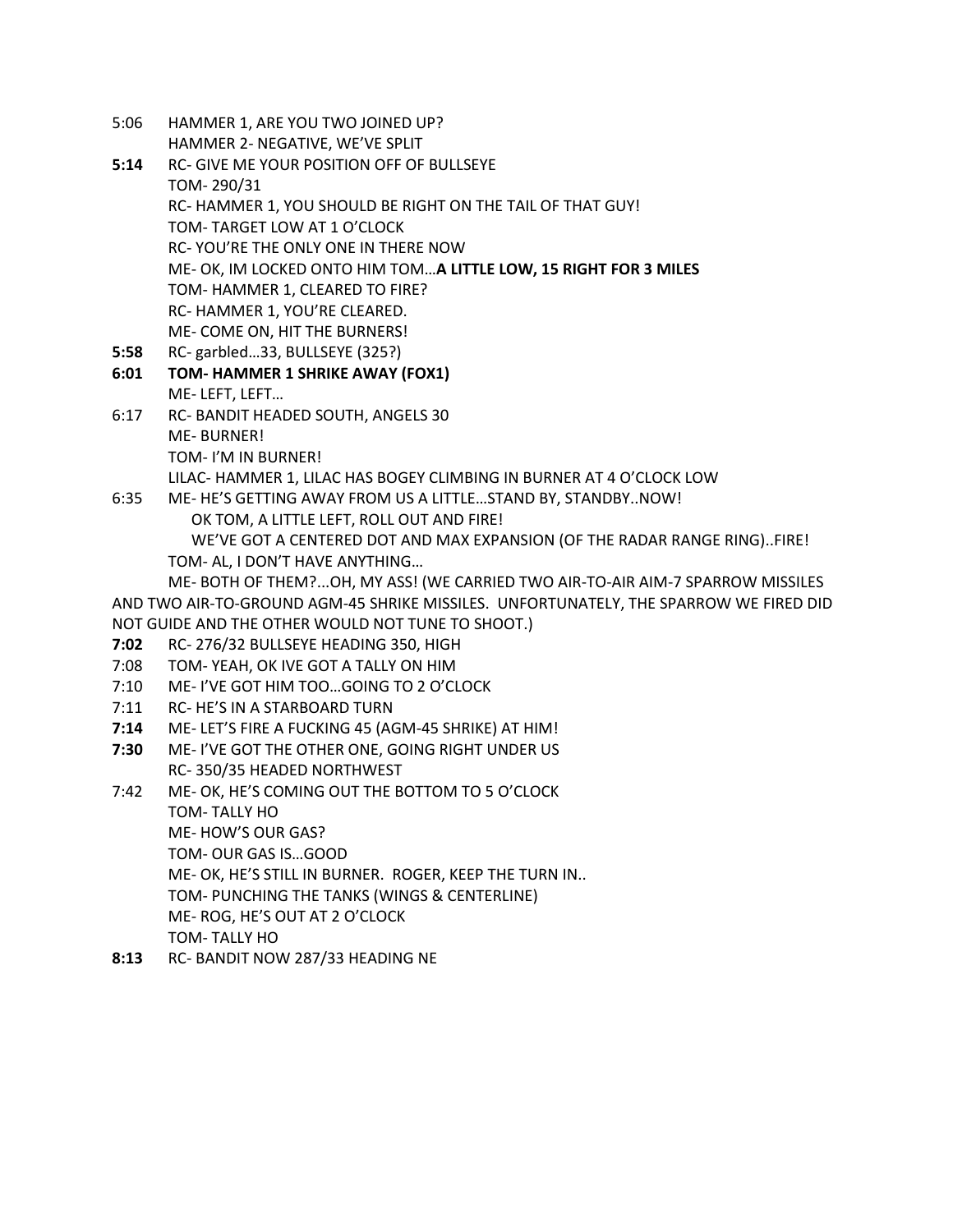5:06 HAMMER 1, ARE YOU TWO JOINED UP?
HAMMER 2- NEGATIVE, WE'VE SPLIT

**5:14** RC- GIVE ME YOUR POSITION OFF OF BULLSEYE
TOM- 290/31
RC- HAMMER 1, YOU SHOULD BE RIGHT ON THE TAIL OF THAT GUY!
TOM- TARGET LOW AT 1 O'CLOCK
RC- YOU'RE THE ONLY ONE IN THERE NOW
ME- OK, IM LOCKED ONTO HIM TOM…**A LITTLE LOW, 15 RIGHT FOR 3 MILES**
TOM- HAMMER 1, CLEARED TO FIRE?
RC- HAMMER 1, YOU'RE CLEARED.
ME- COME ON, HIT THE BURNERS!

**5:58** RC- garbled…33, BULLSEYE (325?)

**6:01 TOM- HAMMER 1 SHRIKE AWAY (FOX1)**
ME- LEFT, LEFT…

6:17 RC- BANDIT HEADED SOUTH, ANGELS 30
ME- BURNER!
TOM- I'M IN BURNER!
LILAC- HAMMER 1, LILAC HAS BOGEY CLIMBING IN BURNER AT 4 O'CLOCK LOW

6:35 ME- HE'S GETTING AWAY FROM US A LITTLE…STAND BY, STANDBY..NOW!
OK TOM, A LITTLE LEFT, ROLL OUT AND FIRE!
WE'VE GOT A CENTERED DOT AND MAX EXPANSION (OF THE RADAR RANGE RING)..FIRE!
TOM- AL, I DON'T HAVE ANYTHING…
ME- BOTH OF THEM?...OH, MY ASS! (WE CARRIED TWO AIR-TO-AIR AIM-7 SPARROW MISSILES AND TWO AIR-TO-GROUND AGM-45 SHRIKE MISSILES. UNFORTUNATELY, THE SPARROW WE FIRED DID NOT GUIDE AND THE OTHER WOULD NOT TUNE TO SHOOT.)

**7:02** RC- 276/32 BULLSEYE HEADING 350, HIGH

7:08 TOM- YEAH, OK IVE GOT A TALLY ON HIM

7:10 ME- I'VE GOT HIM TOO…GOING TO 2 O'CLOCK

7:11 RC- HE'S IN A STARBOARD TURN

**7:14** ME- LET'S FIRE A FUCKING 45 (AGM-45 SHRIKE) AT HIM!

**7:30** ME- I'VE GOT THE OTHER ONE, GOING RIGHT UNDER US
RC- 350/35 HEADED NORTHWEST

7:42 ME- OK, HE'S COMING OUT THE BOTTOM TO 5 O'CLOCK
TOM- TALLY HO
ME- HOW'S OUR GAS?
TOM- OUR GAS IS…GOOD
ME- OK, HE'S STILL IN BURNER. ROGER, KEEP THE TURN IN..
TOM- PUNCHING THE TANKS (WINGS & CENTERLINE)
ME- ROG, HE'S OUT AT 2 O'CLOCK
TOM- TALLY HO

**8:13** RC- BANDIT NOW 287/33 HEADING NE